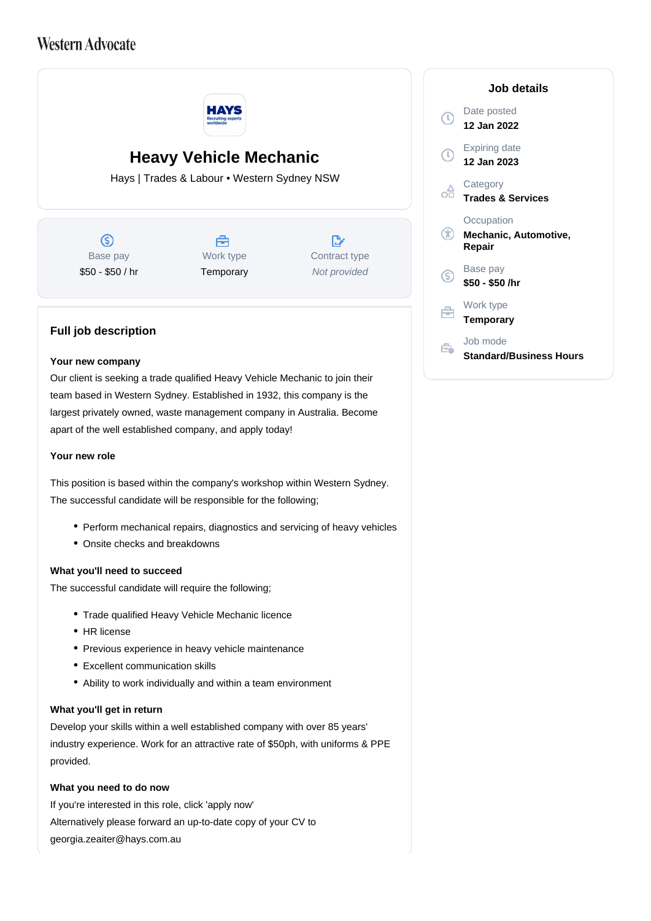Western Advocate

# Heavy Vehicle Mechanic

Hays | Trades & Labour • Western Sydney NSW

| Base pay | Work type | Contract type |
|---|---|---|
| $50 - $50 / hr | Temporary | *Not provided* |

## Job details

**Date posted**
12 Jan 2022

**Expiring date**
12 Jan 2023

**Category**
Trades & Services

**Occupation**
Mechanic, Automotive, Repair

**Base pay**
$50 - $50 /hr

**Work type**
Temporary

**Job mode**
Standard/Business Hours

## Full job description

**Your new company**

Our client is seeking a trade qualified Heavy Vehicle Mechanic to join their team based in Western Sydney. Established in 1932, this company is the largest privately owned, waste management company in Australia. Become apart of the well established company, and apply today!

**Your new role**

This position is based within the company's workshop within Western Sydney. The successful candidate will be responsible for the following;

- Perform mechanical repairs, diagnostics and servicing of heavy vehicles
- Onsite checks and breakdowns

**What you'll need to succeed**

The successful candidate will require the following;

- Trade qualified Heavy Vehicle Mechanic licence
- HR license
- Previous experience in heavy vehicle maintenance
- Excellent communication skills
- Ability to work individually and within a team environment

**What you'll get in return**

Develop your skills within a well established company with over 85 years' industry experience. Work for an attractive rate of $50ph, with uniforms & PPE provided.

**What you need to do now**

If you're interested in this role, click 'apply now'
Alternatively please forward an up-to-date copy of your CV to georgia.zeaiter@hays.com.au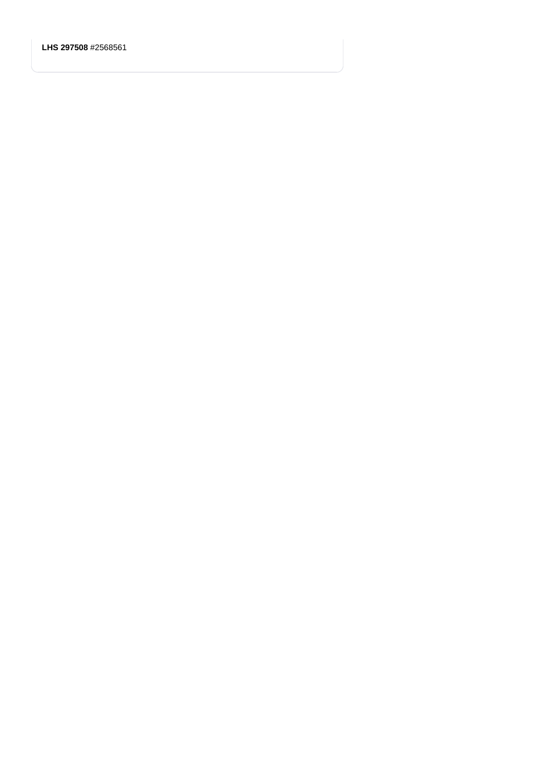**LHS 297508** #2568561